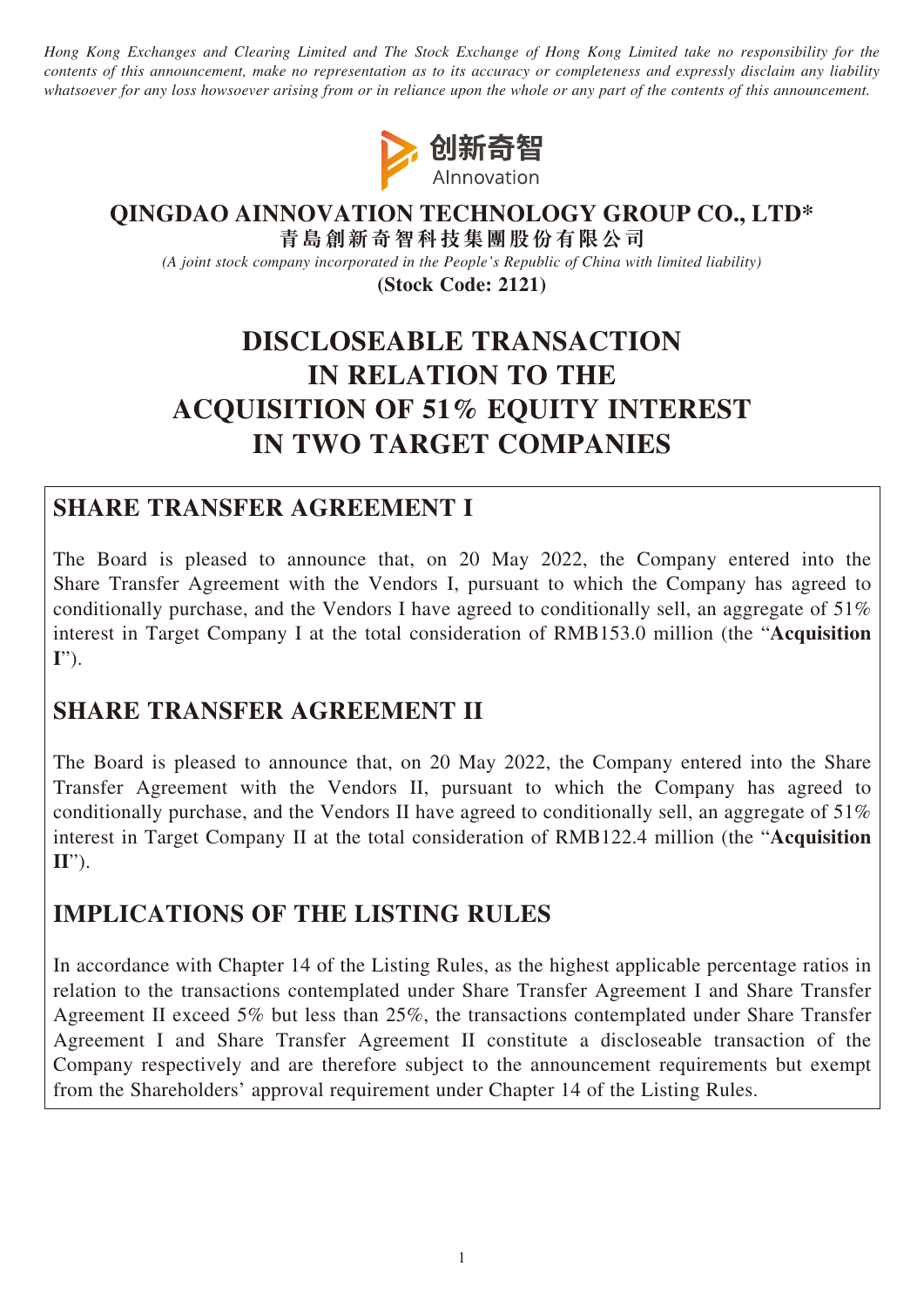*Hong Kong Exchanges and Clearing Limited and The Stock Exchange of Hong Kong Limited take no responsibility for the contents of this announcement, make no representation as to its accuracy or completeness and expressly disclaim any liability whatsoever for any loss howsoever arising from or in reliance upon the whole or any part of the contents of this announcement.*

创新奇智
AInnovation

**QINGDAO AINNOVATION TECHNOLOGY GROUP CO., LTD\***
**青島創新奇智科技集團股份有限公司**

*(A joint stock company incorporated in the People's Republic of China with limited liability)*
**(Stock Code: 2121)**

# DISCLOSEABLE TRANSACTION IN RELATION TO THE ACQUISITION OF 51% EQUITY INTEREST IN TWO TARGET COMPANIES

## SHARE TRANSFER AGREEMENT I

The Board is pleased to announce that, on 20 May 2022, the Company entered into the Share Transfer Agreement with the Vendors I, pursuant to which the Company has agreed to conditionally purchase, and the Vendors I have agreed to conditionally sell, an aggregate of 51% interest in Target Company I at the total consideration of RMB153.0 million (the "**Acquisition I**").

## SHARE TRANSFER AGREEMENT II

The Board is pleased to announce that, on 20 May 2022, the Company entered into the Share Transfer Agreement with the Vendors II, pursuant to which the Company has agreed to conditionally purchase, and the Vendors II have agreed to conditionally sell, an aggregate of 51% interest in Target Company II at the total consideration of RMB122.4 million (the "**Acquisition II**").

## IMPLICATIONS OF THE LISTING RULES

In accordance with Chapter 14 of the Listing Rules, as the highest applicable percentage ratios in relation to the transactions contemplated under Share Transfer Agreement I and Share Transfer Agreement II exceed 5% but less than 25%, the transactions contemplated under Share Transfer Agreement I and Share Transfer Agreement II constitute a discloseable transaction of the Company respectively and are therefore subject to the announcement requirements but exempt from the Shareholders' approval requirement under Chapter 14 of the Listing Rules.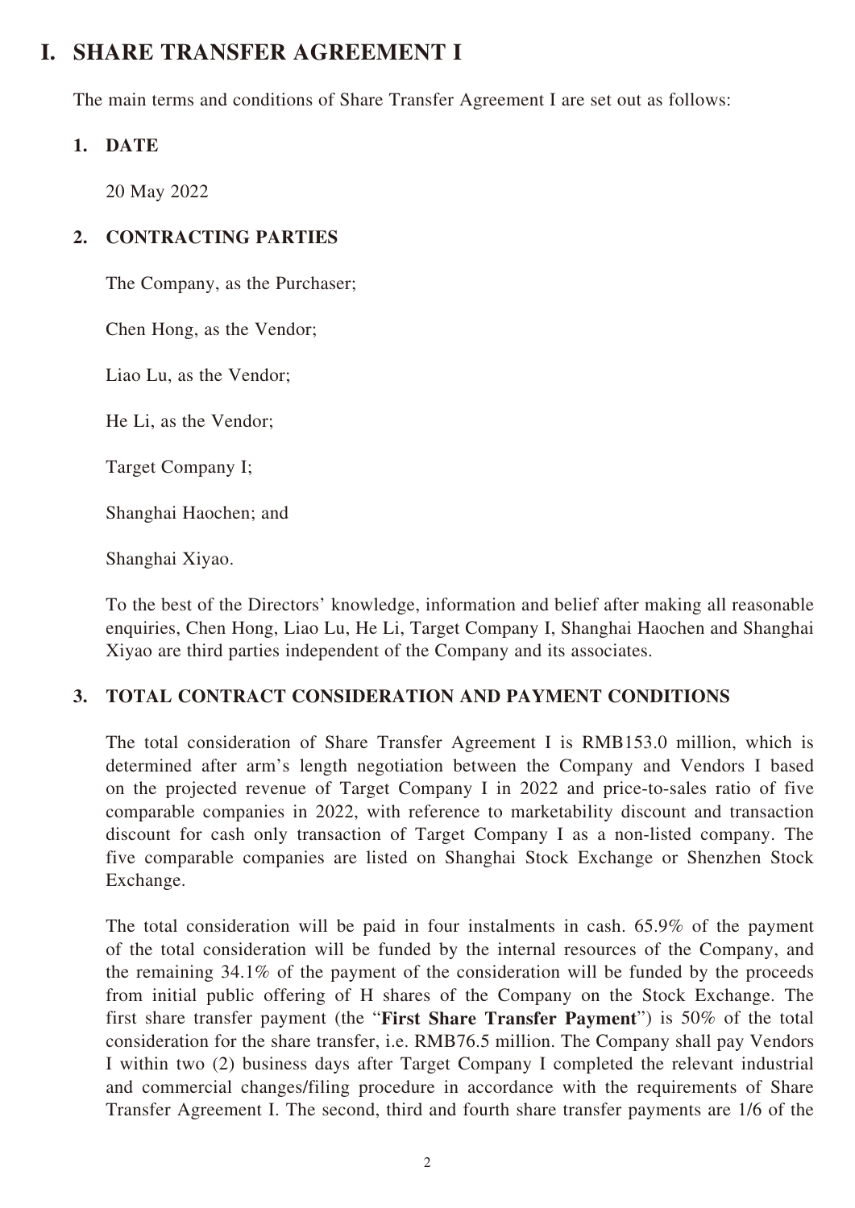# I. SHARE TRANSFER AGREEMENT I

The main terms and conditions of Share Transfer Agreement I are set out as follows:

## 1. DATE

20 May 2022

## 2. CONTRACTING PARTIES

The Company, as the Purchaser;

Chen Hong, as the Vendor;

Liao Lu, as the Vendor;

He Li, as the Vendor;

Target Company I;

Shanghai Haochen; and

Shanghai Xiyao.

To the best of the Directors' knowledge, information and belief after making all reasonable enquiries, Chen Hong, Liao Lu, He Li, Target Company I, Shanghai Haochen and Shanghai Xiyao are third parties independent of the Company and its associates.

## 3. TOTAL CONTRACT CONSIDERATION AND PAYMENT CONDITIONS

The total consideration of Share Transfer Agreement I is RMB153.0 million, which is determined after arm's length negotiation between the Company and Vendors I based on the projected revenue of Target Company I in 2022 and price-to-sales ratio of five comparable companies in 2022, with reference to marketability discount and transaction discount for cash only transaction of Target Company I as a non-listed company. The five comparable companies are listed on Shanghai Stock Exchange or Shenzhen Stock Exchange.

The total consideration will be paid in four instalments in cash. 65.9% of the payment of the total consideration will be funded by the internal resources of the Company, and the remaining 34.1% of the payment of the consideration will be funded by the proceeds from initial public offering of H shares of the Company on the Stock Exchange. The first share transfer payment (the "**First Share Transfer Payment**") is 50% of the total consideration for the share transfer, i.e. RMB76.5 million. The Company shall pay Vendors I within two (2) business days after Target Company I completed the relevant industrial and commercial changes/filing procedure in accordance with the requirements of Share Transfer Agreement I. The second, third and fourth share transfer payments are 1/6 of the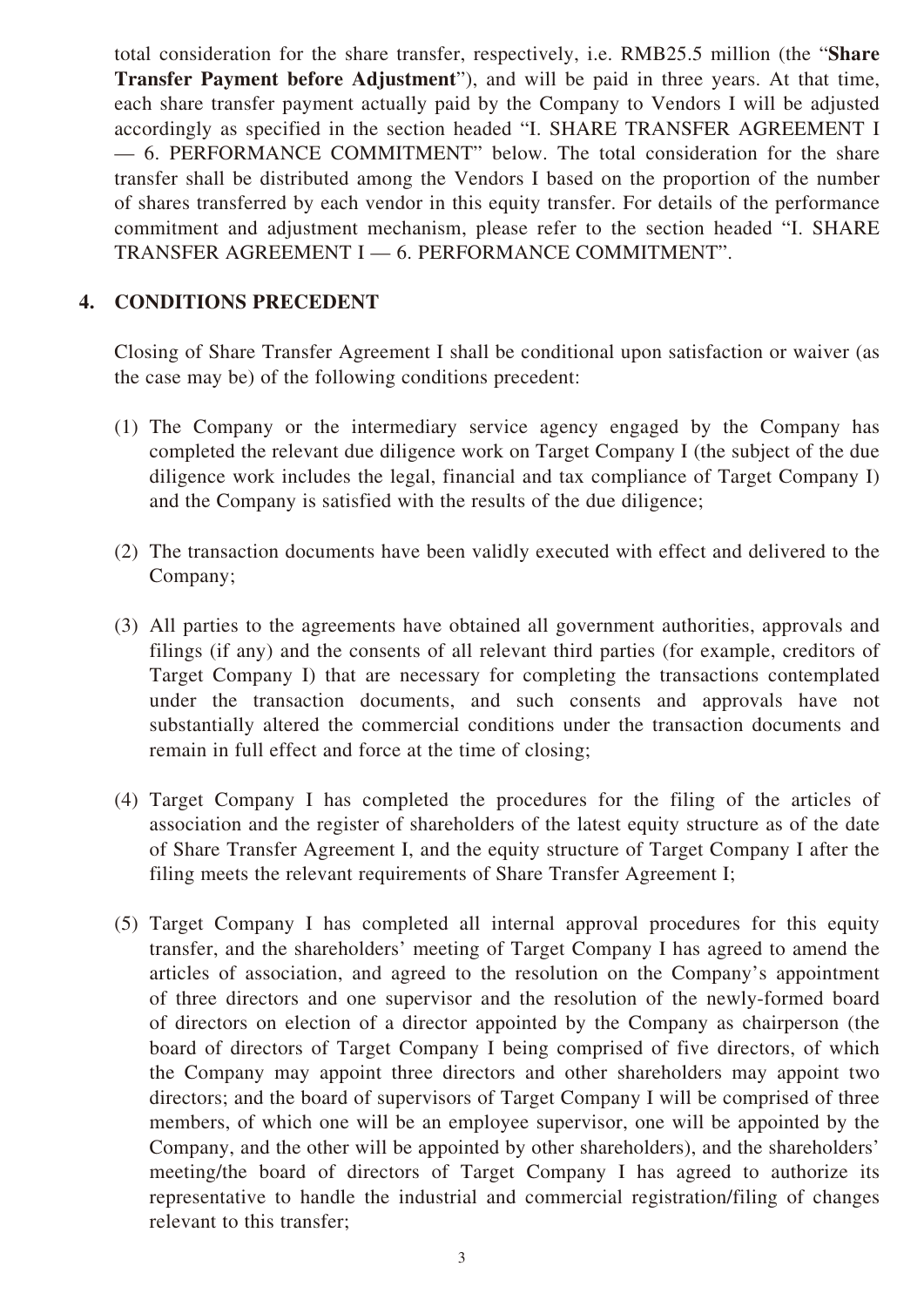total consideration for the share transfer, respectively, i.e. RMB25.5 million (the "**Share Transfer Payment before Adjustment**"), and will be paid in three years. At that time, each share transfer payment actually paid by the Company to Vendors I will be adjusted accordingly as specified in the section headed "I. SHARE TRANSFER AGREEMENT I — 6. PERFORMANCE COMMITMENT" below. The total consideration for the share transfer shall be distributed among the Vendors I based on the proportion of the number of shares transferred by each vendor in this equity transfer. For details of the performance commitment and adjustment mechanism, please refer to the section headed "I. SHARE TRANSFER AGREEMENT I — 6. PERFORMANCE COMMITMENT".

## 4. CONDITIONS PRECEDENT

Closing of Share Transfer Agreement I shall be conditional upon satisfaction or waiver (as the case may be) of the following conditions precedent:

(1) The Company or the intermediary service agency engaged by the Company has completed the relevant due diligence work on Target Company I (the subject of the due diligence work includes the legal, financial and tax compliance of Target Company I) and the Company is satisfied with the results of the due diligence;

(2) The transaction documents have been validly executed with effect and delivered to the Company;

(3) All parties to the agreements have obtained all government authorities, approvals and filings (if any) and the consents of all relevant third parties (for example, creditors of Target Company I) that are necessary for completing the transactions contemplated under the transaction documents, and such consents and approvals have not substantially altered the commercial conditions under the transaction documents and remain in full effect and force at the time of closing;

(4) Target Company I has completed the procedures for the filing of the articles of association and the register of shareholders of the latest equity structure as of the date of Share Transfer Agreement I, and the equity structure of Target Company I after the filing meets the relevant requirements of Share Transfer Agreement I;

(5) Target Company I has completed all internal approval procedures for this equity transfer, and the shareholders' meeting of Target Company I has agreed to amend the articles of association, and agreed to the resolution on the Company's appointment of three directors and one supervisor and the resolution of the newly-formed board of directors on election of a director appointed by the Company as chairperson (the board of directors of Target Company I being comprised of five directors, of which the Company may appoint three directors and other shareholders may appoint two directors; and the board of supervisors of Target Company I will be comprised of three members, of which one will be an employee supervisor, one will be appointed by the Company, and the other will be appointed by other shareholders), and the shareholders' meeting/the board of directors of Target Company I has agreed to authorize its representative to handle the industrial and commercial registration/filing of changes relevant to this transfer;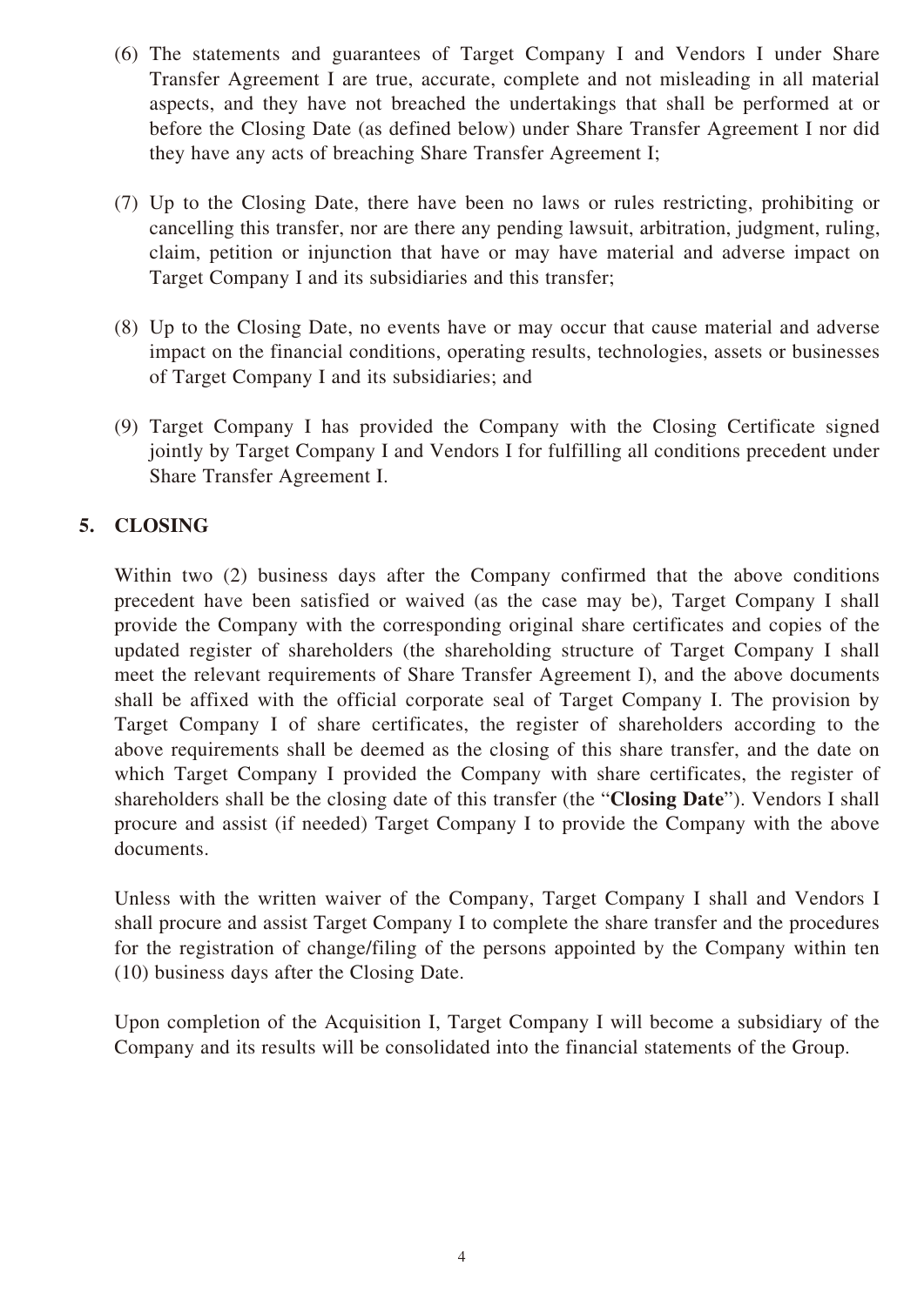(6) The statements and guarantees of Target Company I and Vendors I under Share Transfer Agreement I are true, accurate, complete and not misleading in all material aspects, and they have not breached the undertakings that shall be performed at or before the Closing Date (as defined below) under Share Transfer Agreement I nor did they have any acts of breaching Share Transfer Agreement I;

(7) Up to the Closing Date, there have been no laws or rules restricting, prohibiting or cancelling this transfer, nor are there any pending lawsuit, arbitration, judgment, ruling, claim, petition or injunction that have or may have material and adverse impact on Target Company I and its subsidiaries and this transfer;

(8) Up to the Closing Date, no events have or may occur that cause material and adverse impact on the financial conditions, operating results, technologies, assets or businesses of Target Company I and its subsidiaries; and

(9) Target Company I has provided the Company with the Closing Certificate signed jointly by Target Company I and Vendors I for fulfilling all conditions precedent under Share Transfer Agreement I.

## 5. CLOSING

Within two (2) business days after the Company confirmed that the above conditions precedent have been satisfied or waived (as the case may be), Target Company I shall provide the Company with the corresponding original share certificates and copies of the updated register of shareholders (the shareholding structure of Target Company I shall meet the relevant requirements of Share Transfer Agreement I), and the above documents shall be affixed with the official corporate seal of Target Company I. The provision by Target Company I of share certificates, the register of shareholders according to the above requirements shall be deemed as the closing of this share transfer, and the date on which Target Company I provided the Company with share certificates, the register of shareholders shall be the closing date of this transfer (the "**Closing Date**"). Vendors I shall procure and assist (if needed) Target Company I to provide the Company with the above documents.

Unless with the written waiver of the Company, Target Company I shall and Vendors I shall procure and assist Target Company I to complete the share transfer and the procedures for the registration of change/filing of the persons appointed by the Company within ten (10) business days after the Closing Date.

Upon completion of the Acquisition I, Target Company I will become a subsidiary of the Company and its results will be consolidated into the financial statements of the Group.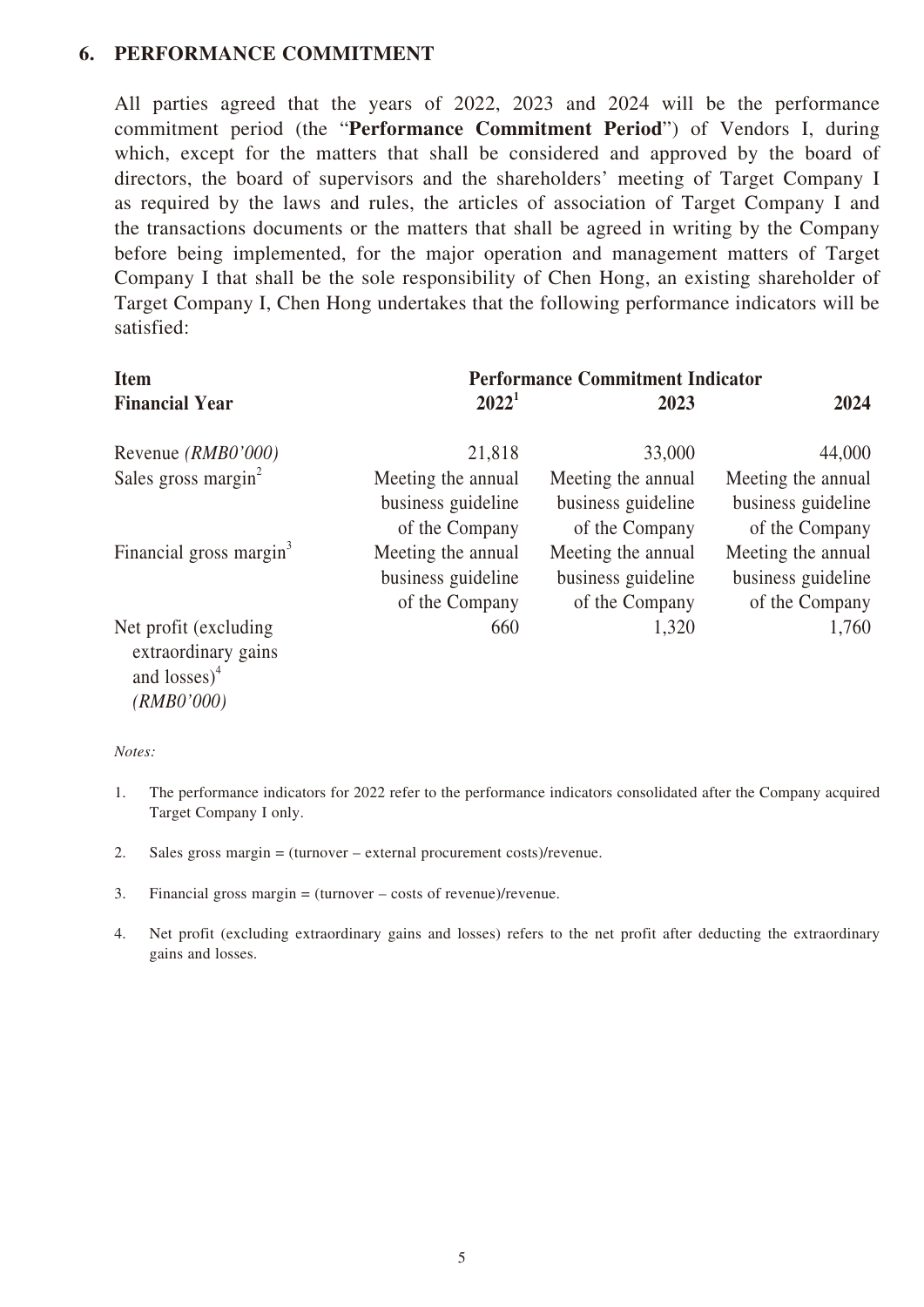## 6. PERFORMANCE COMMITMENT

All parties agreed that the years of 2022, 2023 and 2024 will be the performance commitment period (the "**Performance Commitment Period**") of Vendors I, during which, except for the matters that shall be considered and approved by the board of directors, the board of supervisors and the shareholders' meeting of Target Company I as required by the laws and rules, the articles of association of Target Company I and the transactions documents or the matters that shall be agreed in writing by the Company before being implemented, for the major operation and management matters of Target Company I that shall be the sole responsibility of Chen Hong, an existing shareholder of Target Company I, Chen Hong undertakes that the following performance indicators will be satisfied:

| **Item** | **Performance Commitment Indicator** | | |
|---|---|---|---|
| **Financial Year** | **2022**[1] | **2023** | **2024** |
| Revenue *(RMB0'000)* | 21,818 | 33,000 | 44,000 |
| Sales gross margin[2] | Meeting the annual business guideline of the Company | Meeting the annual business guideline of the Company | Meeting the annual business guideline of the Company |
| Financial gross margin[3] | Meeting the annual business guideline of the Company | Meeting the annual business guideline of the Company | Meeting the annual business guideline of the Company |
| Net profit (excluding extraordinary gains and losses)[4] *(RMB0'000)* | 660 | 1,320 | 1,760 |

*Notes:*

1. The performance indicators for 2022 refer to the performance indicators consolidated after the Company acquired Target Company I only.

2. Sales gross margin = (turnover – external procurement costs)/revenue.

3. Financial gross margin = (turnover – costs of revenue)/revenue.

4. Net profit (excluding extraordinary gains and losses) refers to the net profit after deducting the extraordinary gains and losses.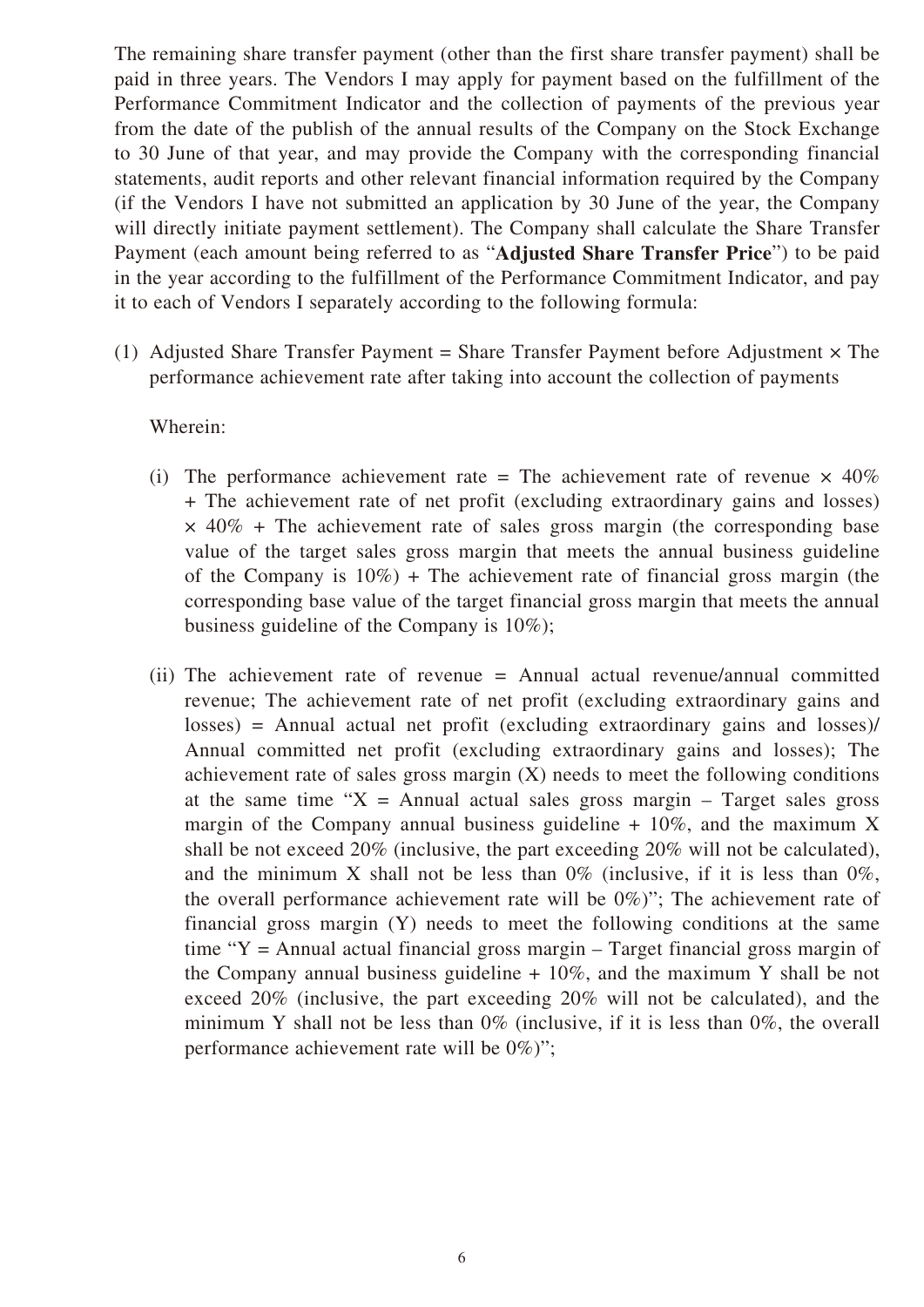The remaining share transfer payment (other than the first share transfer payment) shall be paid in three years. The Vendors I may apply for payment based on the fulfillment of the Performance Commitment Indicator and the collection of payments of the previous year from the date of the publish of the annual results of the Company on the Stock Exchange to 30 June of that year, and may provide the Company with the corresponding financial statements, audit reports and other relevant financial information required by the Company (if the Vendors I have not submitted an application by 30 June of the year, the Company will directly initiate payment settlement). The Company shall calculate the Share Transfer Payment (each amount being referred to as "**Adjusted Share Transfer Price**") to be paid in the year according to the fulfillment of the Performance Commitment Indicator, and pay it to each of Vendors I separately according to the following formula:

(1) Adjusted Share Transfer Payment = Share Transfer Payment before Adjustment × The performance achievement rate after taking into account the collection of payments

Wherein:

(i) The performance achievement rate = The achievement rate of revenue × 40% + The achievement rate of net profit (excluding extraordinary gains and losses) × 40% + The achievement rate of sales gross margin (the corresponding base value of the target sales gross margin that meets the annual business guideline of the Company is 10%) + The achievement rate of financial gross margin (the corresponding base value of the target financial gross margin that meets the annual business guideline of the Company is 10%);

(ii) The achievement rate of revenue = Annual actual revenue/annual committed revenue; The achievement rate of net profit (excluding extraordinary gains and losses) = Annual actual net profit (excluding extraordinary gains and losses)/ Annual committed net profit (excluding extraordinary gains and losses); The achievement rate of sales gross margin (X) needs to meet the following conditions at the same time "X = Annual actual sales gross margin – Target sales gross margin of the Company annual business guideline + 10%, and the maximum X shall be not exceed 20% (inclusive, the part exceeding 20% will not be calculated), and the minimum X shall not be less than 0% (inclusive, if it is less than 0%, the overall performance achievement rate will be 0%)"; The achievement rate of financial gross margin (Y) needs to meet the following conditions at the same time "Y = Annual actual financial gross margin – Target financial gross margin of the Company annual business guideline + 10%, and the maximum Y shall be not exceed 20% (inclusive, the part exceeding 20% will not be calculated), and the minimum Y shall not be less than 0% (inclusive, if it is less than 0%, the overall performance achievement rate will be 0%)";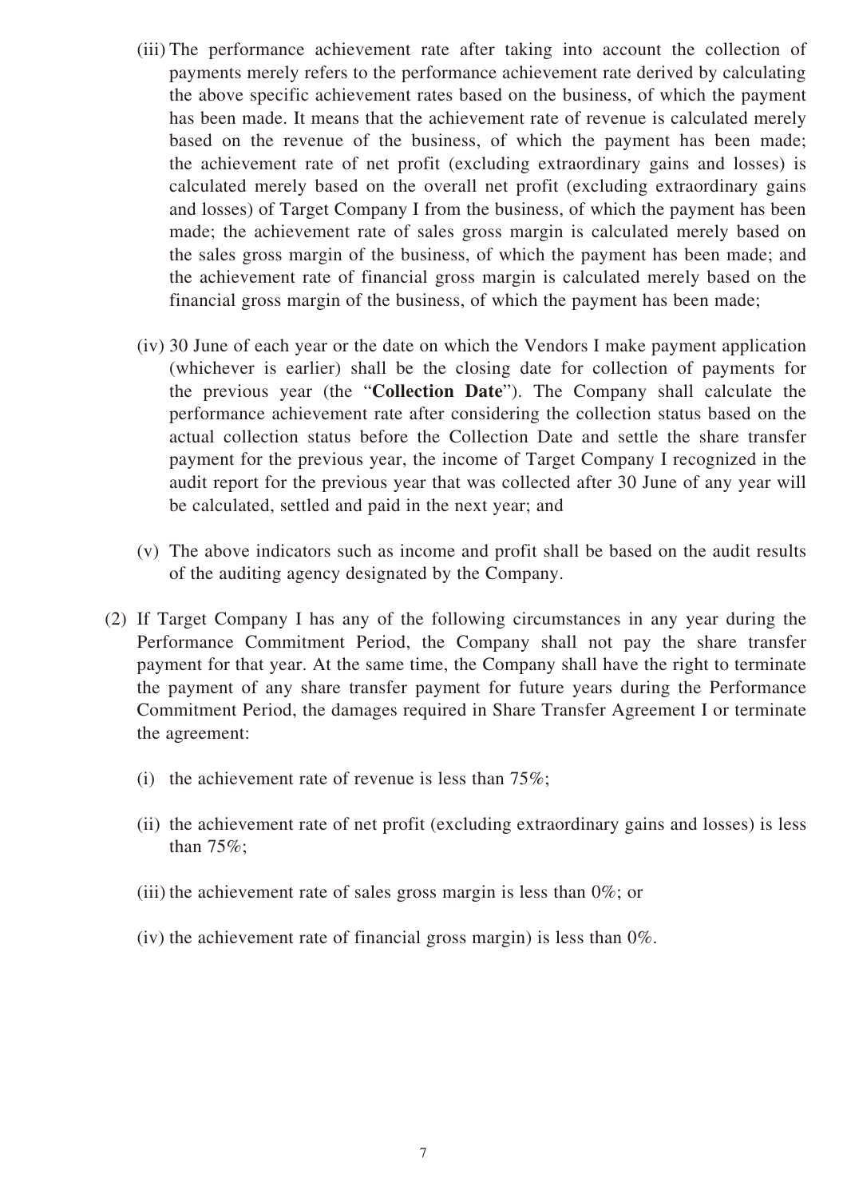(iii) The performance achievement rate after taking into account the collection of payments merely refers to the performance achievement rate derived by calculating the above specific achievement rates based on the business, of which the payment has been made. It means that the achievement rate of revenue is calculated merely based on the revenue of the business, of which the payment has been made; the achievement rate of net profit (excluding extraordinary gains and losses) is calculated merely based on the overall net profit (excluding extraordinary gains and losses) of Target Company I from the business, of which the payment has been made; the achievement rate of sales gross margin is calculated merely based on the sales gross margin of the business, of which the payment has been made; and the achievement rate of financial gross margin is calculated merely based on the financial gross margin of the business, of which the payment has been made;

(iv) 30 June of each year or the date on which the Vendors I make payment application (whichever is earlier) shall be the closing date for collection of payments for the previous year (the "**Collection Date**"). The Company shall calculate the performance achievement rate after considering the collection status based on the actual collection status before the Collection Date and settle the share transfer payment for the previous year, the income of Target Company I recognized in the audit report for the previous year that was collected after 30 June of any year will be calculated, settled and paid in the next year; and

(v) The above indicators such as income and profit shall be based on the audit results of the auditing agency designated by the Company.

(2) If Target Company I has any of the following circumstances in any year during the Performance Commitment Period, the Company shall not pay the share transfer payment for that year. At the same time, the Company shall have the right to terminate the payment of any share transfer payment for future years during the Performance Commitment Period, the damages required in Share Transfer Agreement I or terminate the agreement:

(i) the achievement rate of revenue is less than 75%;

(ii) the achievement rate of net profit (excluding extraordinary gains and losses) is less than 75%;

(iii) the achievement rate of sales gross margin is less than 0%; or

(iv) the achievement rate of financial gross margin) is less than 0%.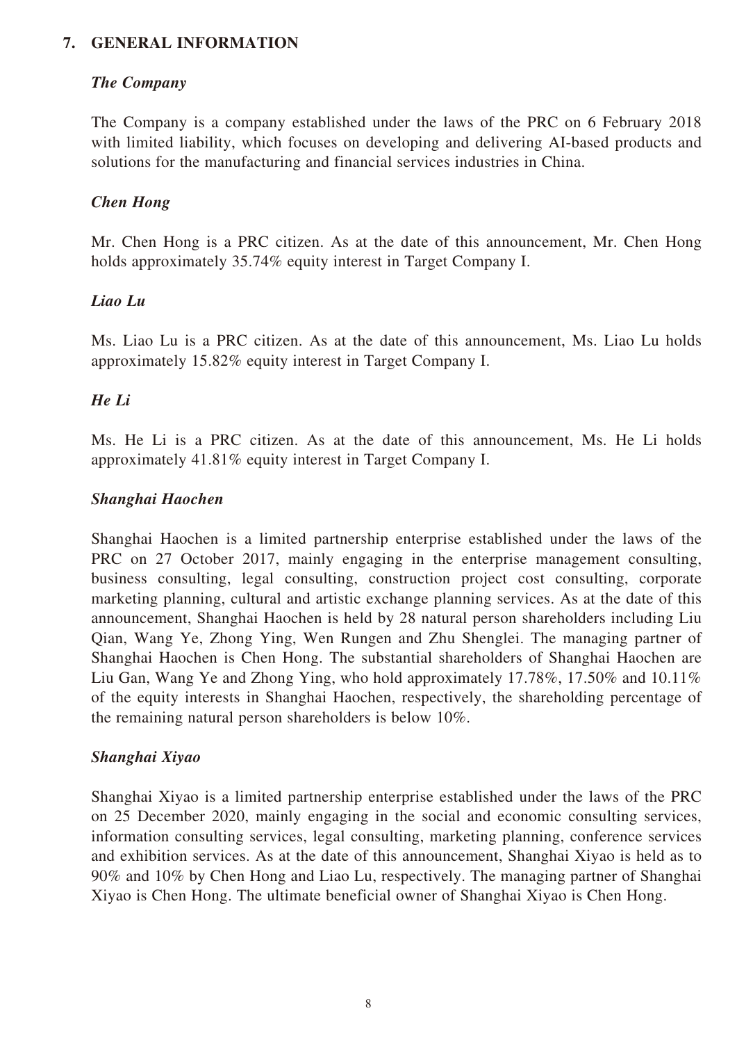## 7. GENERAL INFORMATION

### *The Company*

The Company is a company established under the laws of the PRC on 6 February 2018 with limited liability, which focuses on developing and delivering AI-based products and solutions for the manufacturing and financial services industries in China.

### *Chen Hong*

Mr. Chen Hong is a PRC citizen. As at the date of this announcement, Mr. Chen Hong holds approximately 35.74% equity interest in Target Company I.

### *Liao Lu*

Ms. Liao Lu is a PRC citizen. As at the date of this announcement, Ms. Liao Lu holds approximately 15.82% equity interest in Target Company I.

### *He Li*

Ms. He Li is a PRC citizen. As at the date of this announcement, Ms. He Li holds approximately 41.81% equity interest in Target Company I.

### *Shanghai Haochen*

Shanghai Haochen is a limited partnership enterprise established under the laws of the PRC on 27 October 2017, mainly engaging in the enterprise management consulting, business consulting, legal consulting, construction project cost consulting, corporate marketing planning, cultural and artistic exchange planning services. As at the date of this announcement, Shanghai Haochen is held by 28 natural person shareholders including Liu Qian, Wang Ye, Zhong Ying, Wen Rungen and Zhu Shenglei. The managing partner of Shanghai Haochen is Chen Hong. The substantial shareholders of Shanghai Haochen are Liu Gan, Wang Ye and Zhong Ying, who hold approximately 17.78%, 17.50% and 10.11% of the equity interests in Shanghai Haochen, respectively, the shareholding percentage of the remaining natural person shareholders is below 10%.

### *Shanghai Xiyao*

Shanghai Xiyao is a limited partnership enterprise established under the laws of the PRC on 25 December 2020, mainly engaging in the social and economic consulting services, information consulting services, legal consulting, marketing planning, conference services and exhibition services. As at the date of this announcement, Shanghai Xiyao is held as to 90% and 10% by Chen Hong and Liao Lu, respectively. The managing partner of Shanghai Xiyao is Chen Hong. The ultimate beneficial owner of Shanghai Xiyao is Chen Hong.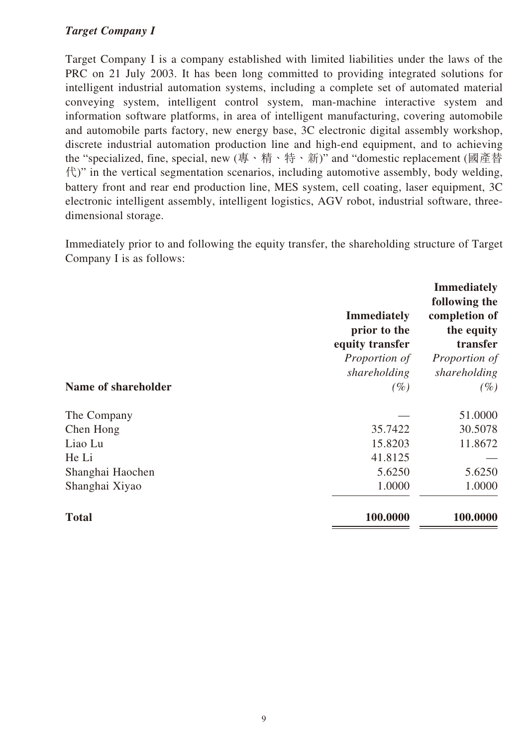***Target Company I***

Target Company I is a company established with limited liabilities under the laws of the PRC on 21 July 2003. It has been long committed to providing integrated solutions for intelligent industrial automation systems, including a complete set of automated material conveying system, intelligent control system, man-machine interactive system and information software platforms, in area of intelligent manufacturing, covering automobile and automobile parts factory, new energy base, 3C electronic digital assembly workshop, discrete industrial automation production line and high-end equipment, and to achieving the "specialized, fine, special, new (專、精、特、新)" and "domestic replacement (國產替代)" in the vertical segmentation scenarios, including automotive assembly, body welding, battery front and rear end production line, MES system, cell coating, laser equipment, 3C electronic intelligent assembly, intelligent logistics, AGV robot, industrial software, three-dimensional storage.

Immediately prior to and following the equity transfer, the shareholding structure of Target Company I is as follows:

| **Name of shareholder** | **Immediately prior to the equity transfer** *Proportion of shareholding (%)* | **Immediately following the completion of the equity transfer** *Proportion of shareholding (%)* |
|---|---|---|
| The Company | — | 51.0000 |
| Chen Hong | 35.7422 | 30.5078 |
| Liao Lu | 15.8203 | 11.8672 |
| He Li | 41.8125 | — |
| Shanghai Haochen | 5.6250 | 5.6250 |
| Shanghai Xiyao | 1.0000 | 1.0000 |
| **Total** | **100.0000** | **100.0000** |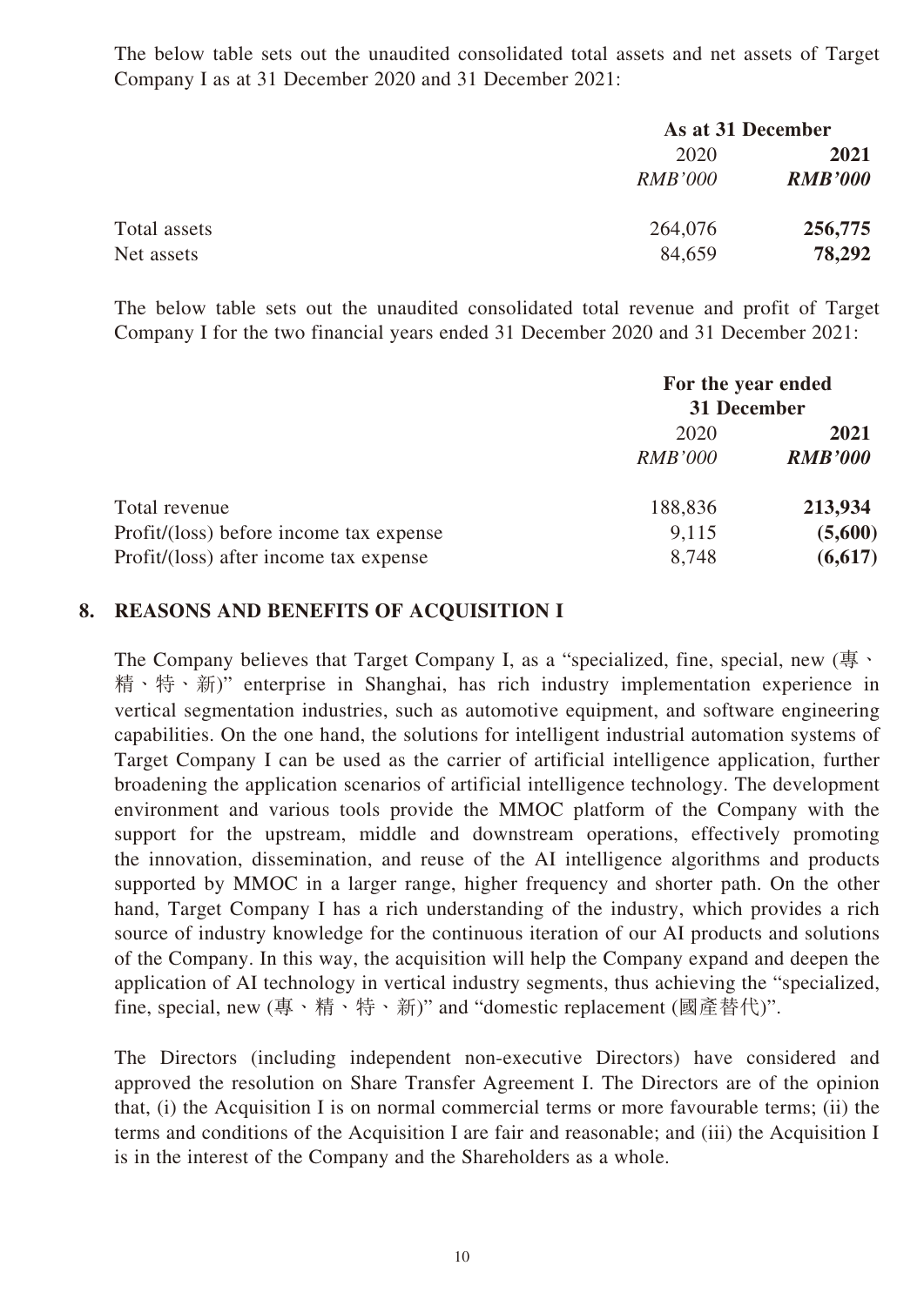The below table sets out the unaudited consolidated total assets and net assets of Target Company I as at 31 December 2020 and 31 December 2021:

| | As at 31 December | |
|---|---|---|
| | 2020 | **2021** |
| | *RMB'000* | ***RMB'000*** |
| Total assets | 264,076 | **256,775** |
| Net assets | 84,659 | **78,292** |

The below table sets out the unaudited consolidated total revenue and profit of Target Company I for the two financial years ended 31 December 2020 and 31 December 2021:

| | For the year ended 31 December | |
|---|---|---|
| | 2020 | **2021** |
| | *RMB'000* | ***RMB'000*** |
| Total revenue | 188,836 | **213,934** |
| Profit/(loss) before income tax expense | 9,115 | **(5,600)** |
| Profit/(loss) after income tax expense | 8,748 | **(6,617)** |

## 8. REASONS AND BENEFITS OF ACQUISITION I

The Company believes that Target Company I, as a "specialized, fine, special, new (專、精、特、新)" enterprise in Shanghai, has rich industry implementation experience in vertical segmentation industries, such as automotive equipment, and software engineering capabilities. On the one hand, the solutions for intelligent industrial automation systems of Target Company I can be used as the carrier of artificial intelligence application, further broadening the application scenarios of artificial intelligence technology. The development environment and various tools provide the MMOC platform of the Company with the support for the upstream, middle and downstream operations, effectively promoting the innovation, dissemination, and reuse of the AI intelligence algorithms and products supported by MMOC in a larger range, higher frequency and shorter path. On the other hand, Target Company I has a rich understanding of the industry, which provides a rich source of industry knowledge for the continuous iteration of our AI products and solutions of the Company. In this way, the acquisition will help the Company expand and deepen the application of AI technology in vertical industry segments, thus achieving the "specialized, fine, special, new (專、精、特、新)" and "domestic replacement (國產替代)".

The Directors (including independent non-executive Directors) have considered and approved the resolution on Share Transfer Agreement I. The Directors are of the opinion that, (i) the Acquisition I is on normal commercial terms or more favourable terms; (ii) the terms and conditions of the Acquisition I are fair and reasonable; and (iii) the Acquisition I is in the interest of the Company and the Shareholders as a whole.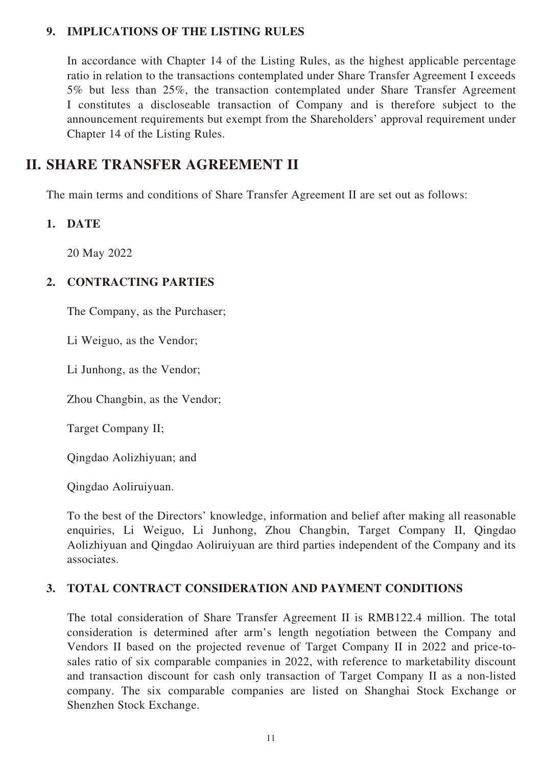### 9. IMPLICATIONS OF THE LISTING RULES

In accordance with Chapter 14 of the Listing Rules, as the highest applicable percentage ratio in relation to the transactions contemplated under Share Transfer Agreement I exceeds 5% but less than 25%, the transaction contemplated under Share Transfer Agreement I constitutes a discloseable transaction of Company and is therefore subject to the announcement requirements but exempt from the Shareholders' approval requirement under Chapter 14 of the Listing Rules.

## II. SHARE TRANSFER AGREEMENT II

The main terms and conditions of Share Transfer Agreement II are set out as follows:

### 1. DATE

20 May 2022

### 2. CONTRACTING PARTIES

The Company, as the Purchaser;

Li Weiguo, as the Vendor;

Li Junhong, as the Vendor;

Zhou Changbin, as the Vendor;

Target Company II;

Qingdao Aolizhiyuan; and

Qingdao Aoliruiyuan.

To the best of the Directors' knowledge, information and belief after making all reasonable enquiries, Li Weiguo, Li Junhong, Zhou Changbin, Target Company II, Qingdao Aolizhiyuan and Qingdao Aoliruiyuan are third parties independent of the Company and its associates.

### 3. TOTAL CONTRACT CONSIDERATION AND PAYMENT CONDITIONS

The total consideration of Share Transfer Agreement II is RMB122.4 million. The total consideration is determined after arm's length negotiation between the Company and Vendors II based on the projected revenue of Target Company II in 2022 and price-to-sales ratio of six comparable companies in 2022, with reference to marketability discount and transaction discount for cash only transaction of Target Company II as a non-listed company. The six comparable companies are listed on Shanghai Stock Exchange or Shenzhen Stock Exchange.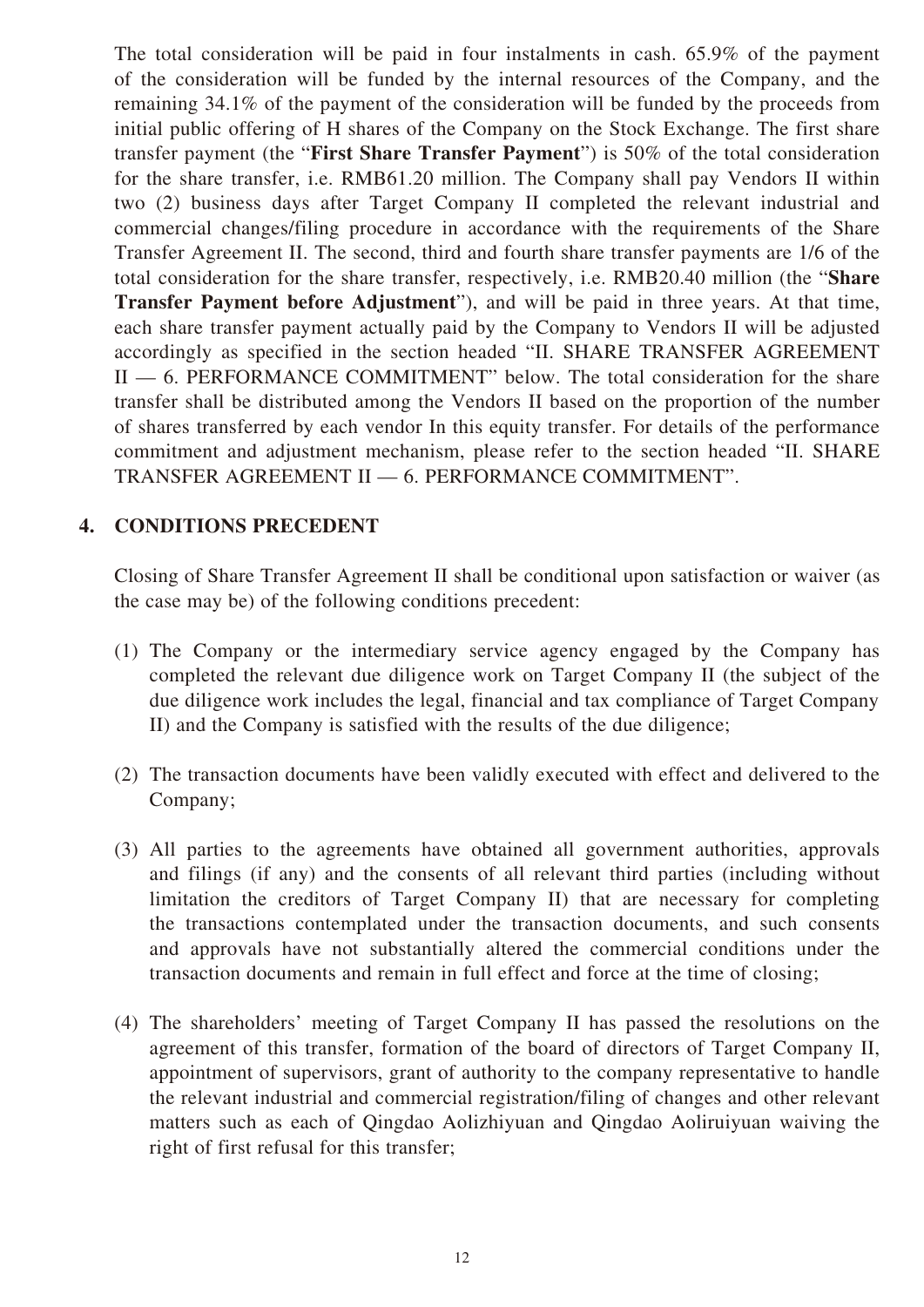The total consideration will be paid in four instalments in cash. 65.9% of the payment of the consideration will be funded by the internal resources of the Company, and the remaining 34.1% of the payment of the consideration will be funded by the proceeds from initial public offering of H shares of the Company on the Stock Exchange. The first share transfer payment (the "**First Share Transfer Payment**") is 50% of the total consideration for the share transfer, i.e. RMB61.20 million. The Company shall pay Vendors II within two (2) business days after Target Company II completed the relevant industrial and commercial changes/filing procedure in accordance with the requirements of the Share Transfer Agreement II. The second, third and fourth share transfer payments are 1/6 of the total consideration for the share transfer, respectively, i.e. RMB20.40 million (the "**Share Transfer Payment before Adjustment**"), and will be paid in three years. At that time, each share transfer payment actually paid by the Company to Vendors II will be adjusted accordingly as specified in the section headed "II. SHARE TRANSFER AGREEMENT II — 6. PERFORMANCE COMMITMENT" below. The total consideration for the share transfer shall be distributed among the Vendors II based on the proportion of the number of shares transferred by each vendor In this equity transfer. For details of the performance commitment and adjustment mechanism, please refer to the section headed "II. SHARE TRANSFER AGREEMENT II — 6. PERFORMANCE COMMITMENT".

## 4. CONDITIONS PRECEDENT

Closing of Share Transfer Agreement II shall be conditional upon satisfaction or waiver (as the case may be) of the following conditions precedent:

(1) The Company or the intermediary service agency engaged by the Company has completed the relevant due diligence work on Target Company II (the subject of the due diligence work includes the legal, financial and tax compliance of Target Company II) and the Company is satisfied with the results of the due diligence;

(2) The transaction documents have been validly executed with effect and delivered to the Company;

(3) All parties to the agreements have obtained all government authorities, approvals and filings (if any) and the consents of all relevant third parties (including without limitation the creditors of Target Company II) that are necessary for completing the transactions contemplated under the transaction documents, and such consents and approvals have not substantially altered the commercial conditions under the transaction documents and remain in full effect and force at the time of closing;

(4) The shareholders' meeting of Target Company II has passed the resolutions on the agreement of this transfer, formation of the board of directors of Target Company II, appointment of supervisors, grant of authority to the company representative to handle the relevant industrial and commercial registration/filing of changes and other relevant matters such as each of Qingdao Aolizhiyuan and Qingdao Aoliruiyuan waiving the right of first refusal for this transfer;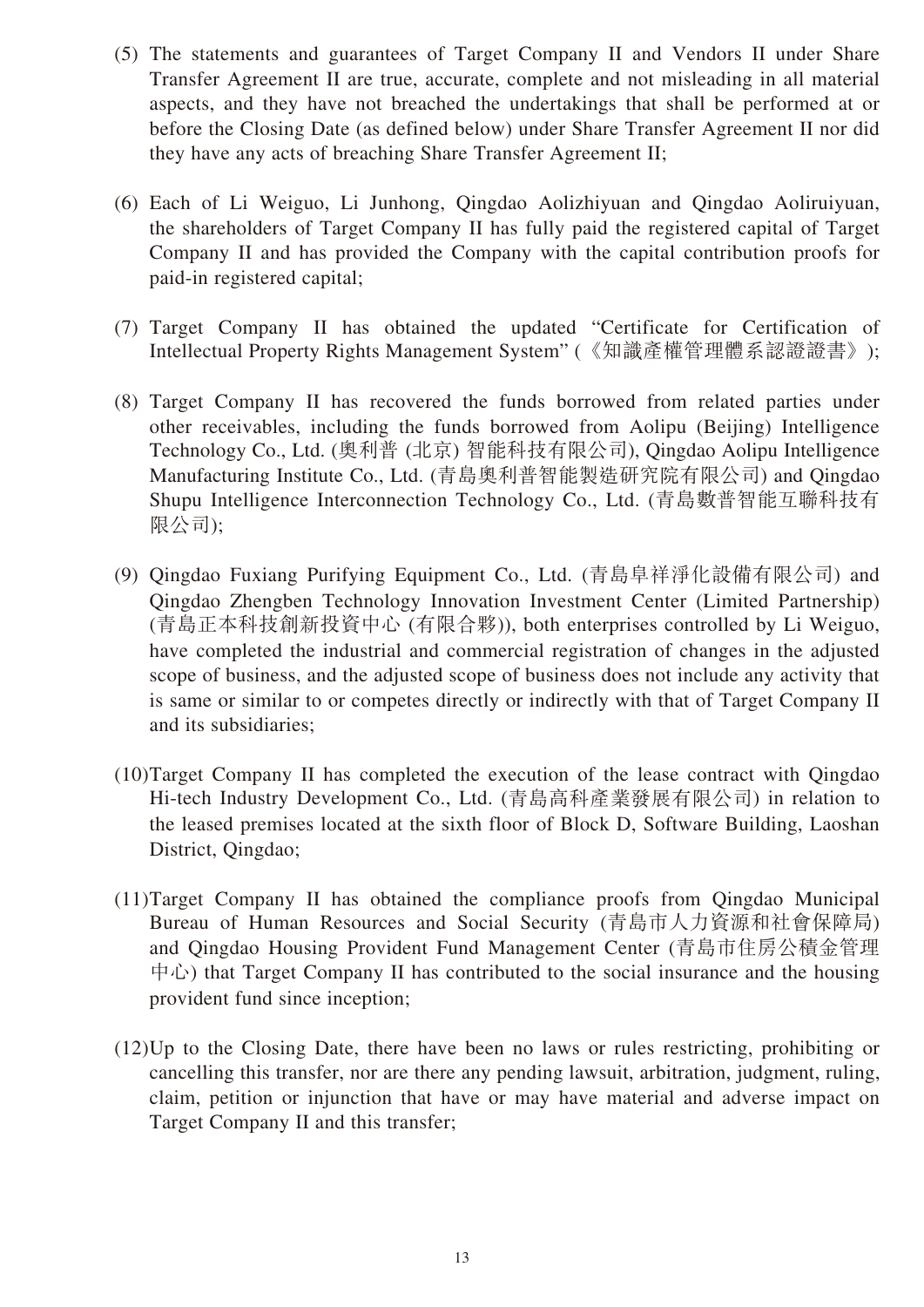(5) The statements and guarantees of Target Company II and Vendors II under Share Transfer Agreement II are true, accurate, complete and not misleading in all material aspects, and they have not breached the undertakings that shall be performed at or before the Closing Date (as defined below) under Share Transfer Agreement II nor did they have any acts of breaching Share Transfer Agreement II;

(6) Each of Li Weiguo, Li Junhong, Qingdao Aolizhiyuan and Qingdao Aoliruiyuan, the shareholders of Target Company II has fully paid the registered capital of Target Company II and has provided the Company with the capital contribution proofs for paid-in registered capital;

(7) Target Company II has obtained the updated "Certificate for Certification of Intellectual Property Rights Management System" (《知識產權管理體系認證證書》);

(8) Target Company II has recovered the funds borrowed from related parties under other receivables, including the funds borrowed from Aolipu (Beijing) Intelligence Technology Co., Ltd. (奧利普 (北京) 智能科技有限公司), Qingdao Aolipu Intelligence Manufacturing Institute Co., Ltd. (青島奧利普智能製造研究院有限公司) and Qingdao Shupu Intelligence Interconnection Technology Co., Ltd. (青島數普智能互聯科技有限公司);

(9) Qingdao Fuxiang Purifying Equipment Co., Ltd. (青島阜祥淨化設備有限公司) and Qingdao Zhengben Technology Innovation Investment Center (Limited Partnership) (青島正本科技創新投資中心 (有限合夥)), both enterprises controlled by Li Weiguo, have completed the industrial and commercial registration of changes in the adjusted scope of business, and the adjusted scope of business does not include any activity that is same or similar to or competes directly or indirectly with that of Target Company II and its subsidiaries;

(10) Target Company II has completed the execution of the lease contract with Qingdao Hi-tech Industry Development Co., Ltd. (青島高科產業發展有限公司) in relation to the leased premises located at the sixth floor of Block D, Software Building, Laoshan District, Qingdao;

(11) Target Company II has obtained the compliance proofs from Qingdao Municipal Bureau of Human Resources and Social Security (青島市人力資源和社會保障局) and Qingdao Housing Provident Fund Management Center (青島市住房公積金管理中心) that Target Company II has contributed to the social insurance and the housing provident fund since inception;

(12) Up to the Closing Date, there have been no laws or rules restricting, prohibiting or cancelling this transfer, nor are there any pending lawsuit, arbitration, judgment, ruling, claim, petition or injunction that have or may have material and adverse impact on Target Company II and this transfer;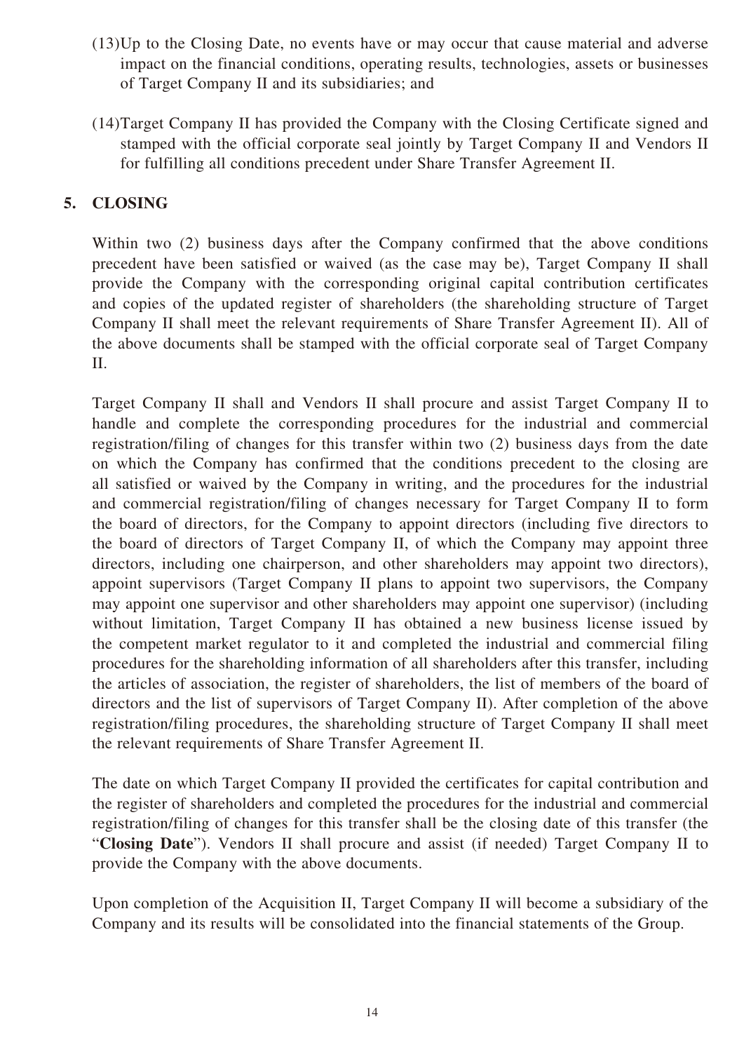(13) Up to the Closing Date, no events have or may occur that cause material and adverse impact on the financial conditions, operating results, technologies, assets or businesses of Target Company II and its subsidiaries; and

(14) Target Company II has provided the Company with the Closing Certificate signed and stamped with the official corporate seal jointly by Target Company II and Vendors II for fulfilling all conditions precedent under Share Transfer Agreement II.

## 5. CLOSING

Within two (2) business days after the Company confirmed that the above conditions precedent have been satisfied or waived (as the case may be), Target Company II shall provide the Company with the corresponding original capital contribution certificates and copies of the updated register of shareholders (the shareholding structure of Target Company II shall meet the relevant requirements of Share Transfer Agreement II). All of the above documents shall be stamped with the official corporate seal of Target Company II.

Target Company II shall and Vendors II shall procure and assist Target Company II to handle and complete the corresponding procedures for the industrial and commercial registration/filing of changes for this transfer within two (2) business days from the date on which the Company has confirmed that the conditions precedent to the closing are all satisfied or waived by the Company in writing, and the procedures for the industrial and commercial registration/filing of changes necessary for Target Company II to form the board of directors, for the Company to appoint directors (including five directors to the board of directors of Target Company II, of which the Company may appoint three directors, including one chairperson, and other shareholders may appoint two directors), appoint supervisors (Target Company II plans to appoint two supervisors, the Company may appoint one supervisor and other shareholders may appoint one supervisor) (including without limitation, Target Company II has obtained a new business license issued by the competent market regulator to it and completed the industrial and commercial filing procedures for the shareholding information of all shareholders after this transfer, including the articles of association, the register of shareholders, the list of members of the board of directors and the list of supervisors of Target Company II). After completion of the above registration/filing procedures, the shareholding structure of Target Company II shall meet the relevant requirements of Share Transfer Agreement II.

The date on which Target Company II provided the certificates for capital contribution and the register of shareholders and completed the procedures for the industrial and commercial registration/filing of changes for this transfer shall be the closing date of this transfer (the "**Closing Date**"). Vendors II shall procure and assist (if needed) Target Company II to provide the Company with the above documents.

Upon completion of the Acquisition II, Target Company II will become a subsidiary of the Company and its results will be consolidated into the financial statements of the Group.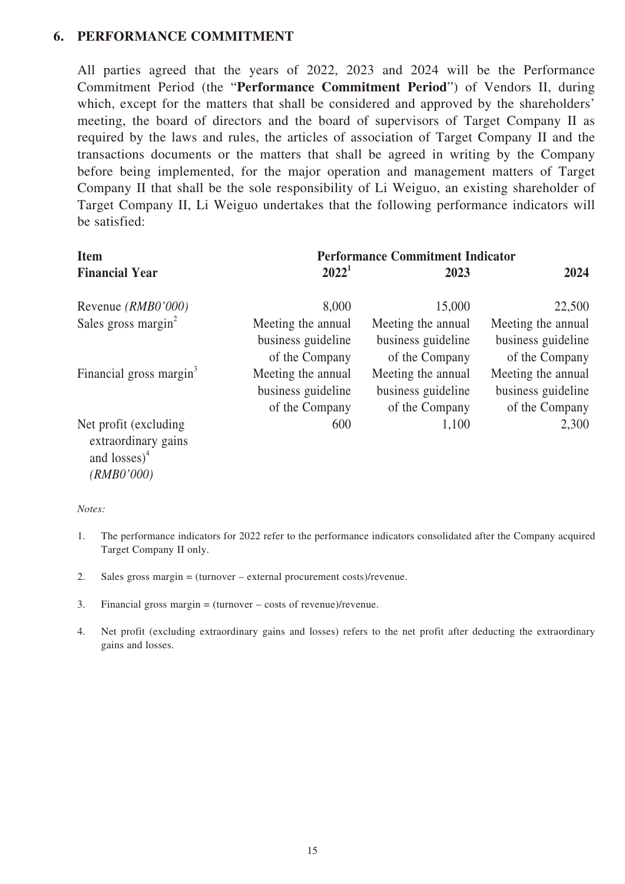## 6. PERFORMANCE COMMITMENT

All parties agreed that the years of 2022, 2023 and 2024 will be the Performance Commitment Period (the "**Performance Commitment Period**") of Vendors II, during which, except for the matters that shall be considered and approved by the shareholders' meeting, the board of directors and the board of supervisors of Target Company II as required by the laws and rules, the articles of association of Target Company II and the transactions documents or the matters that shall be agreed in writing by the Company before being implemented, for the major operation and management matters of Target Company II that shall be the sole responsibility of Li Weiguo, an existing shareholder of Target Company II, Li Weiguo undertakes that the following performance indicators will be satisfied:

| **Item** | **Performance Commitment Indicator** | | |
|---|---|---|---|
| **Financial Year** | **2022**[1] | **2023** | **2024** |
| Revenue *(RMB0'000)* | 8,000 | 15,000 | 22,500 |
| Sales gross margin[2] | Meeting the annual business guideline of the Company | Meeting the annual business guideline of the Company | Meeting the annual business guideline of the Company |
| Financial gross margin[3] | Meeting the annual business guideline of the Company | Meeting the annual business guideline of the Company | Meeting the annual business guideline of the Company |
| Net profit (excluding extraordinary gains and losses)[4] *(RMB0'000)* | 600 | 1,100 | 2,300 |

*Notes:*

1. The performance indicators for 2022 refer to the performance indicators consolidated after the Company acquired Target Company II only.

2. Sales gross margin = (turnover – external procurement costs)/revenue.

3. Financial gross margin = (turnover – costs of revenue)/revenue.

4. Net profit (excluding extraordinary gains and losses) refers to the net profit after deducting the extraordinary gains and losses.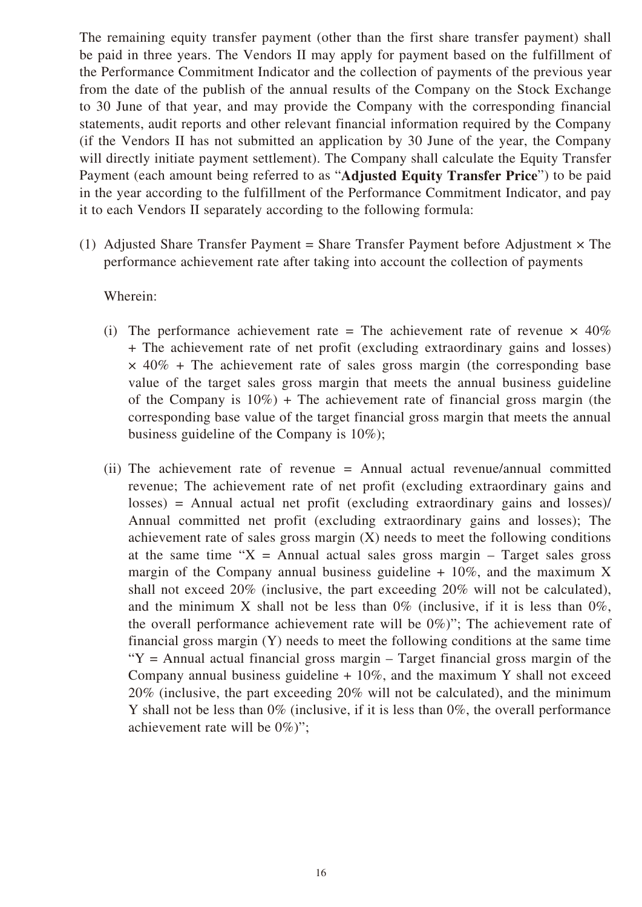The remaining equity transfer payment (other than the first share transfer payment) shall be paid in three years. The Vendors II may apply for payment based on the fulfillment of the Performance Commitment Indicator and the collection of payments of the previous year from the date of the publish of the annual results of the Company on the Stock Exchange to 30 June of that year, and may provide the Company with the corresponding financial statements, audit reports and other relevant financial information required by the Company (if the Vendors II has not submitted an application by 30 June of the year, the Company will directly initiate payment settlement). The Company shall calculate the Equity Transfer Payment (each amount being referred to as "**Adjusted Equity Transfer Price**") to be paid in the year according to the fulfillment of the Performance Commitment Indicator, and pay it to each Vendors II separately according to the following formula:

(1) Adjusted Share Transfer Payment = Share Transfer Payment before Adjustment × The performance achievement rate after taking into account the collection of payments

Wherein:

(i) The performance achievement rate = The achievement rate of revenue × 40% + The achievement rate of net profit (excluding extraordinary gains and losses) × 40% + The achievement rate of sales gross margin (the corresponding base value of the target sales gross margin that meets the annual business guideline of the Company is 10%) + The achievement rate of financial gross margin (the corresponding base value of the target financial gross margin that meets the annual business guideline of the Company is 10%);

(ii) The achievement rate of revenue = Annual actual revenue/annual committed revenue; The achievement rate of net profit (excluding extraordinary gains and losses) = Annual actual net profit (excluding extraordinary gains and losses)/ Annual committed net profit (excluding extraordinary gains and losses); The achievement rate of sales gross margin (X) needs to meet the following conditions at the same time "X = Annual actual sales gross margin – Target sales gross margin of the Company annual business guideline + 10%, and the maximum X shall not exceed 20% (inclusive, the part exceeding 20% will not be calculated), and the minimum X shall not be less than 0% (inclusive, if it is less than 0%, the overall performance achievement rate will be 0%)"; The achievement rate of financial gross margin (Y) needs to meet the following conditions at the same time "Y = Annual actual financial gross margin – Target financial gross margin of the Company annual business guideline + 10%, and the maximum Y shall not exceed 20% (inclusive, the part exceeding 20% will not be calculated), and the minimum Y shall not be less than 0% (inclusive, if it is less than 0%, the overall performance achievement rate will be 0%)";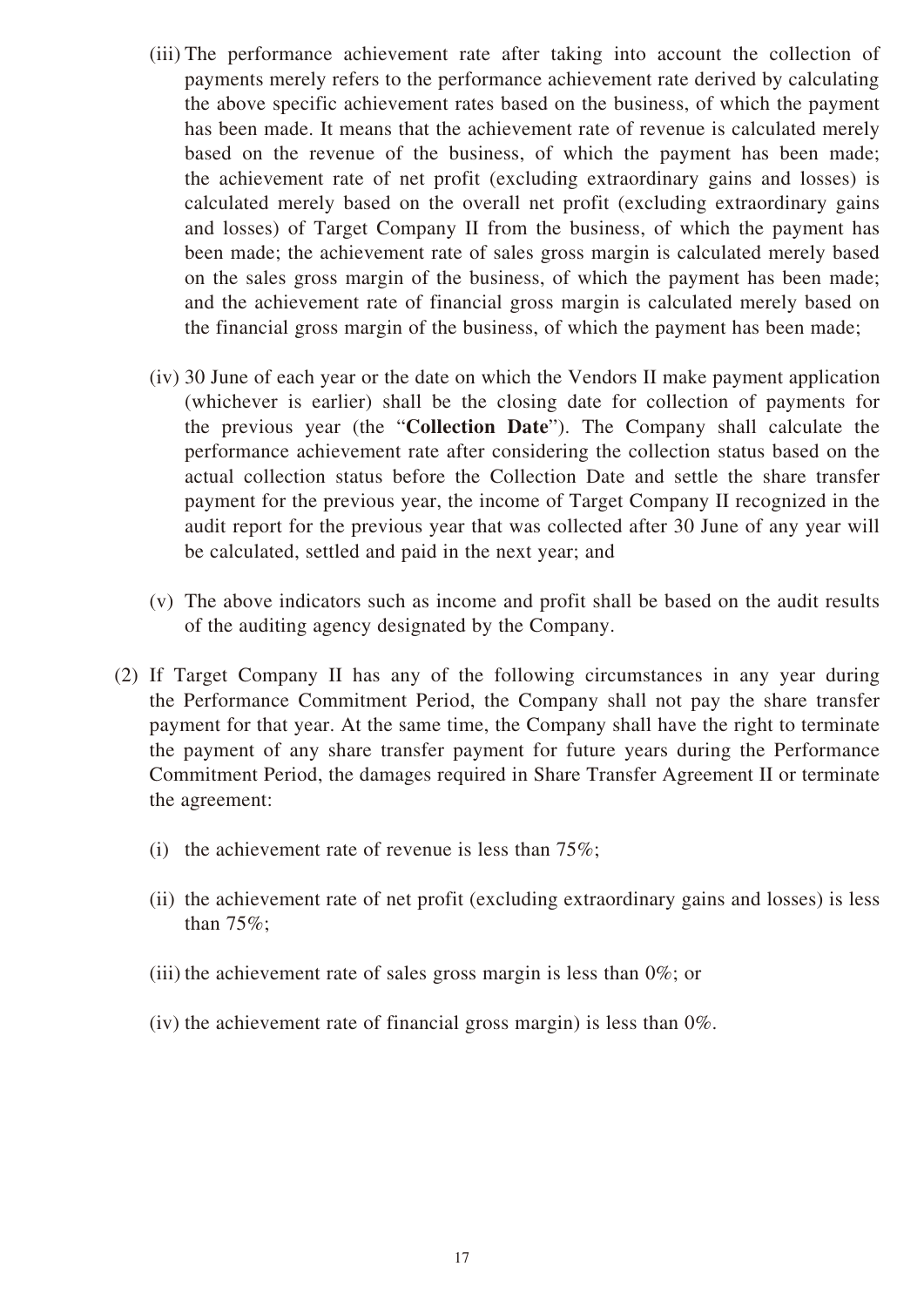(iii) The performance achievement rate after taking into account the collection of payments merely refers to the performance achievement rate derived by calculating the above specific achievement rates based on the business, of which the payment has been made. It means that the achievement rate of revenue is calculated merely based on the revenue of the business, of which the payment has been made; the achievement rate of net profit (excluding extraordinary gains and losses) is calculated merely based on the overall net profit (excluding extraordinary gains and losses) of Target Company II from the business, of which the payment has been made; the achievement rate of sales gross margin is calculated merely based on the sales gross margin of the business, of which the payment has been made; and the achievement rate of financial gross margin is calculated merely based on the financial gross margin of the business, of which the payment has been made;

(iv) 30 June of each year or the date on which the Vendors II make payment application (whichever is earlier) shall be the closing date for collection of payments for the previous year (the "**Collection Date**"). The Company shall calculate the performance achievement rate after considering the collection status based on the actual collection status before the Collection Date and settle the share transfer payment for the previous year, the income of Target Company II recognized in the audit report for the previous year that was collected after 30 June of any year will be calculated, settled and paid in the next year; and

(v) The above indicators such as income and profit shall be based on the audit results of the auditing agency designated by the Company.

(2) If Target Company II has any of the following circumstances in any year during the Performance Commitment Period, the Company shall not pay the share transfer payment for that year. At the same time, the Company shall have the right to terminate the payment of any share transfer payment for future years during the Performance Commitment Period, the damages required in Share Transfer Agreement II or terminate the agreement:

(i) the achievement rate of revenue is less than 75%;

(ii) the achievement rate of net profit (excluding extraordinary gains and losses) is less than 75%;

(iii) the achievement rate of sales gross margin is less than 0%; or

(iv) the achievement rate of financial gross margin) is less than 0%.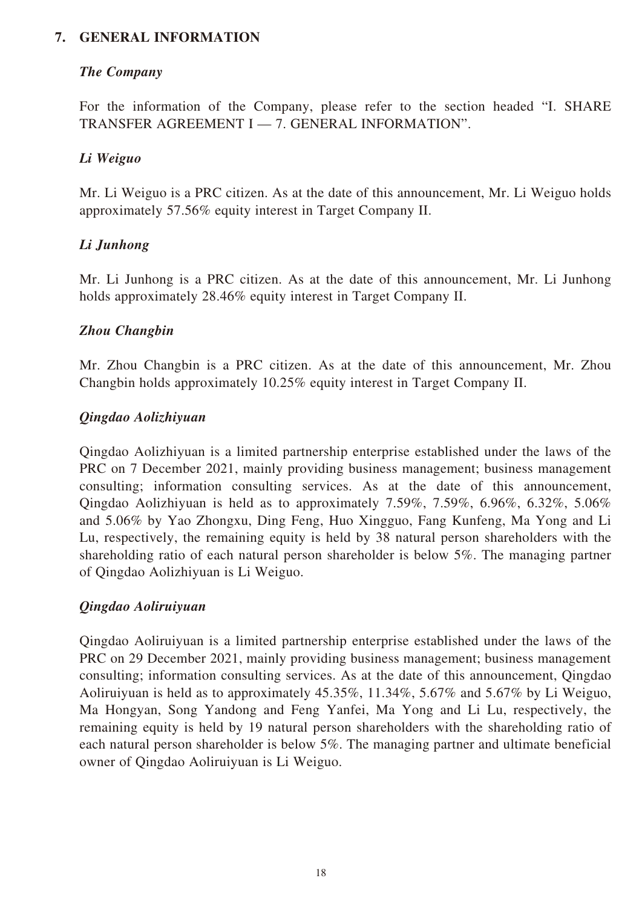## 7. GENERAL INFORMATION

***The Company***

For the information of the Company, please refer to the section headed "I. SHARE TRANSFER AGREEMENT I — 7. GENERAL INFORMATION".

***Li Weiguo***

Mr. Li Weiguo is a PRC citizen. As at the date of this announcement, Mr. Li Weiguo holds approximately 57.56% equity interest in Target Company II.

***Li Junhong***

Mr. Li Junhong is a PRC citizen. As at the date of this announcement, Mr. Li Junhong holds approximately 28.46% equity interest in Target Company II.

***Zhou Changbin***

Mr. Zhou Changbin is a PRC citizen. As at the date of this announcement, Mr. Zhou Changbin holds approximately 10.25% equity interest in Target Company II.

***Qingdao Aolizhiyuan***

Qingdao Aolizhiyuan is a limited partnership enterprise established under the laws of the PRC on 7 December 2021, mainly providing business management; business management consulting; information consulting services. As at the date of this announcement, Qingdao Aolizhiyuan is held as to approximately 7.59%, 7.59%, 6.96%, 6.32%, 5.06% and 5.06% by Yao Zhongxu, Ding Feng, Huo Xingguo, Fang Kunfeng, Ma Yong and Li Lu, respectively, the remaining equity is held by 38 natural person shareholders with the shareholding ratio of each natural person shareholder is below 5%. The managing partner of Qingdao Aolizhiyuan is Li Weiguo.

***Qingdao Aoliruiyuan***

Qingdao Aoliruiyuan is a limited partnership enterprise established under the laws of the PRC on 29 December 2021, mainly providing business management; business management consulting; information consulting services. As at the date of this announcement, Qingdao Aoliruiyuan is held as to approximately 45.35%, 11.34%, 5.67% and 5.67% by Li Weiguo, Ma Hongyan, Song Yandong and Feng Yanfei, Ma Yong and Li Lu, respectively, the remaining equity is held by 19 natural person shareholders with the shareholding ratio of each natural person shareholder is below 5%. The managing partner and ultimate beneficial owner of Qingdao Aoliruiyuan is Li Weiguo.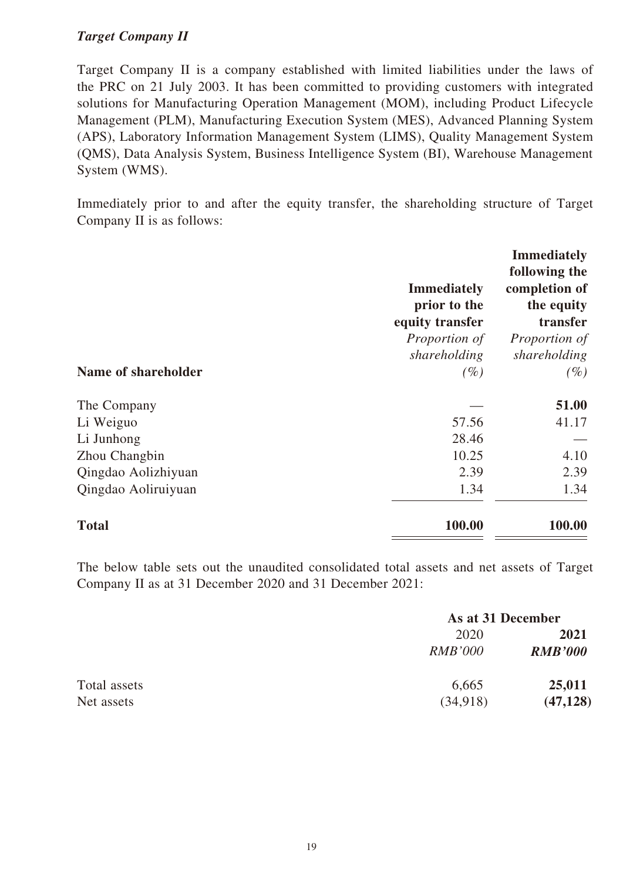***Target Company II***

Target Company II is a company established with limited liabilities under the laws of the PRC on 21 July 2003. It has been committed to providing customers with integrated solutions for Manufacturing Operation Management (MOM), including Product Lifecycle Management (PLM), Manufacturing Execution System (MES), Advanced Planning System (APS), Laboratory Information Management System (LIMS), Quality Management System (QMS), Data Analysis System, Business Intelligence System (BI), Warehouse Management System (WMS).

Immediately prior to and after the equity transfer, the shareholding structure of Target Company II is as follows:

| Name of shareholder | **Immediately prior to the equity transfer** *Proportion of shareholding (%)* | **Immediately following the completion of the equity transfer** *Proportion of shareholding (%)* |
|---|---|---|
| The Company | — | **51.00** |
| Li Weiguo | 57.56 | 41.17 |
| Li Junhong | 28.46 | — |
| Zhou Changbin | 10.25 | 4.10 |
| Qingdao Aolizhiyuan | 2.39 | 2.39 |
| Qingdao Aoliruiyuan | 1.34 | 1.34 |
| **Total** | **100.00** | **100.00** |

The below table sets out the unaudited consolidated total assets and net assets of Target Company II as at 31 December 2020 and 31 December 2021:

| | As at 31 December | |
|---|---|---|
| | 2020 *RMB'000* | **2021** ***RMB'000*** |
| Total assets | 6,665 | **25,011** |
| Net assets | (34,918) | **(47,128)** |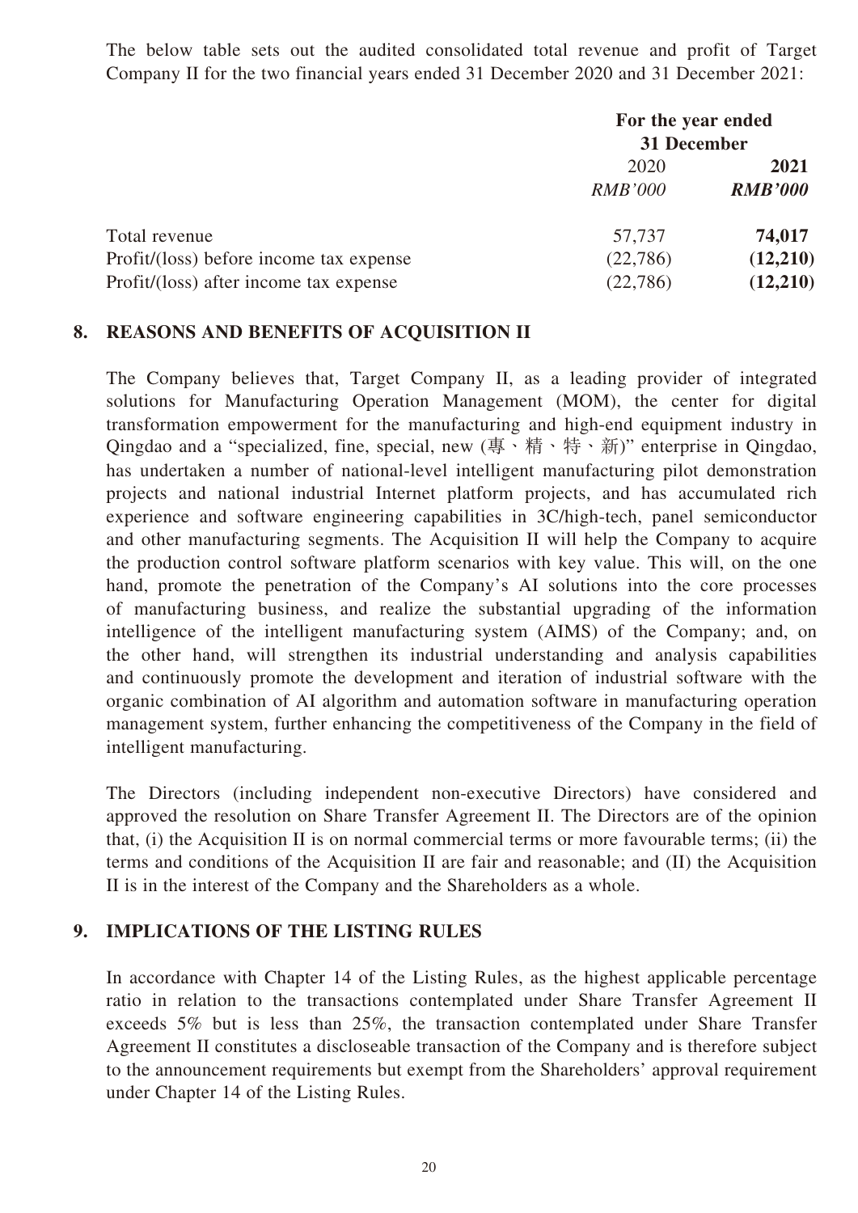The below table sets out the audited consolidated total revenue and profit of Target Company II for the two financial years ended 31 December 2020 and 31 December 2021:

| | For the year ended 31 December | |
|---|---|---|
| | 2020 | **2021** |
| | *RMB'000* | ***RMB'000*** |
| Total revenue | 57,737 | **74,017** |
| Profit/(loss) before income tax expense | (22,786) | **(12,210)** |
| Profit/(loss) after income tax expense | (22,786) | **(12,210)** |

## 8. REASONS AND BENEFITS OF ACQUISITION II

The Company believes that, Target Company II, as a leading provider of integrated solutions for Manufacturing Operation Management (MOM), the center for digital transformation empowerment for the manufacturing and high-end equipment industry in Qingdao and a "specialized, fine, special, new (專、精、特、新)" enterprise in Qingdao, has undertaken a number of national-level intelligent manufacturing pilot demonstration projects and national industrial Internet platform projects, and has accumulated rich experience and software engineering capabilities in 3C/high-tech, panel semiconductor and other manufacturing segments. The Acquisition II will help the Company to acquire the production control software platform scenarios with key value. This will, on the one hand, promote the penetration of the Company's AI solutions into the core processes of manufacturing business, and realize the substantial upgrading of the information intelligence of the intelligent manufacturing system (AIMS) of the Company; and, on the other hand, will strengthen its industrial understanding and analysis capabilities and continuously promote the development and iteration of industrial software with the organic combination of AI algorithm and automation software in manufacturing operation management system, further enhancing the competitiveness of the Company in the field of intelligent manufacturing.

The Directors (including independent non-executive Directors) have considered and approved the resolution on Share Transfer Agreement II. The Directors are of the opinion that, (i) the Acquisition II is on normal commercial terms or more favourable terms; (ii) the terms and conditions of the Acquisition II are fair and reasonable; and (II) the Acquisition II is in the interest of the Company and the Shareholders as a whole.

## 9. IMPLICATIONS OF THE LISTING RULES

In accordance with Chapter 14 of the Listing Rules, as the highest applicable percentage ratio in relation to the transactions contemplated under Share Transfer Agreement II exceeds 5% but is less than 25%, the transaction contemplated under Share Transfer Agreement II constitutes a discloseable transaction of the Company and is therefore subject to the announcement requirements but exempt from the Shareholders' approval requirement under Chapter 14 of the Listing Rules.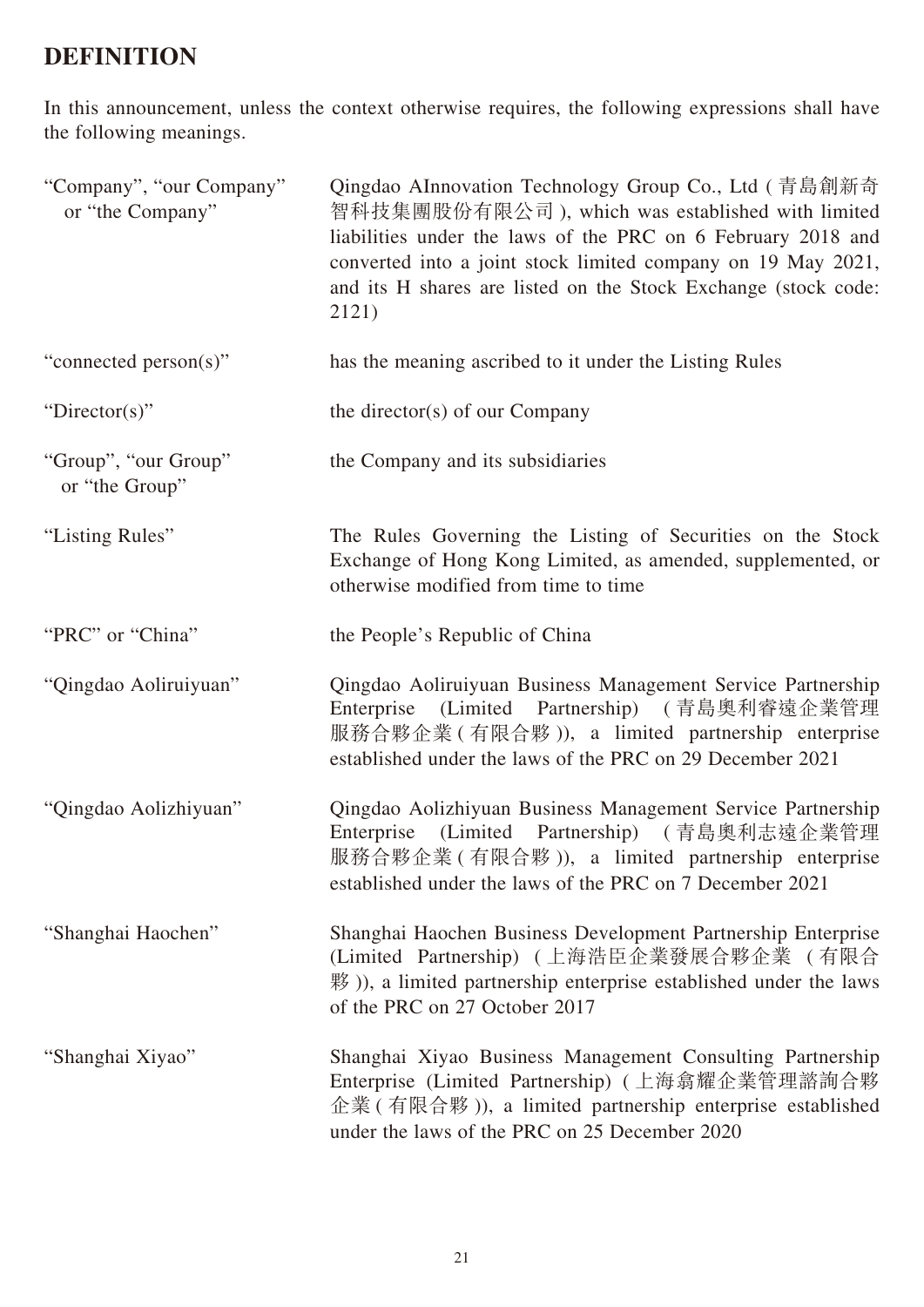## DEFINITION

In this announcement, unless the context otherwise requires, the following expressions shall have the following meanings.

| | |
|---|---|
| "Company", "our Company" or "the Company" | Qingdao AInnovation Technology Group Co., Ltd (青島創新奇智科技集團股份有限公司), which was established with limited liabilities under the laws of the PRC on 6 February 2018 and converted into a joint stock limited company on 19 May 2021, and its H shares are listed on the Stock Exchange (stock code: 2121) |
| "connected person(s)" | has the meaning ascribed to it under the Listing Rules |
| "Director(s)" | the director(s) of our Company |
| "Group", "our Group" or "the Group" | the Company and its subsidiaries |
| "Listing Rules" | The Rules Governing the Listing of Securities on the Stock Exchange of Hong Kong Limited, as amended, supplemented, or otherwise modified from time to time |
| "PRC" or "China" | the People's Republic of China |
| "Qingdao Aoliruiyuan" | Qingdao Aoliruiyuan Business Management Service Partnership Enterprise (Limited Partnership) (青島奧利睿遠企業管理服務合夥企業(有限合夥)), a limited partnership enterprise established under the laws of the PRC on 29 December 2021 |
| "Qingdao Aolizhiyuan" | Qingdao Aolizhiyuan Business Management Service Partnership Enterprise (Limited Partnership) (青島奧利志遠企業管理服務合夥企業(有限合夥)), a limited partnership enterprise established under the laws of the PRC on 7 December 2021 |
| "Shanghai Haochen" | Shanghai Haochen Business Development Partnership Enterprise (Limited Partnership) (上海浩臣企業發展合夥企業 (有限合夥)), a limited partnership enterprise established under the laws of the PRC on 27 October 2017 |
| "Shanghai Xiyao" | Shanghai Xiyao Business Management Consulting Partnership Enterprise (Limited Partnership) (上海翕耀企業管理諮詢合夥企業(有限合夥)), a limited partnership enterprise established under the laws of the PRC on 25 December 2020 |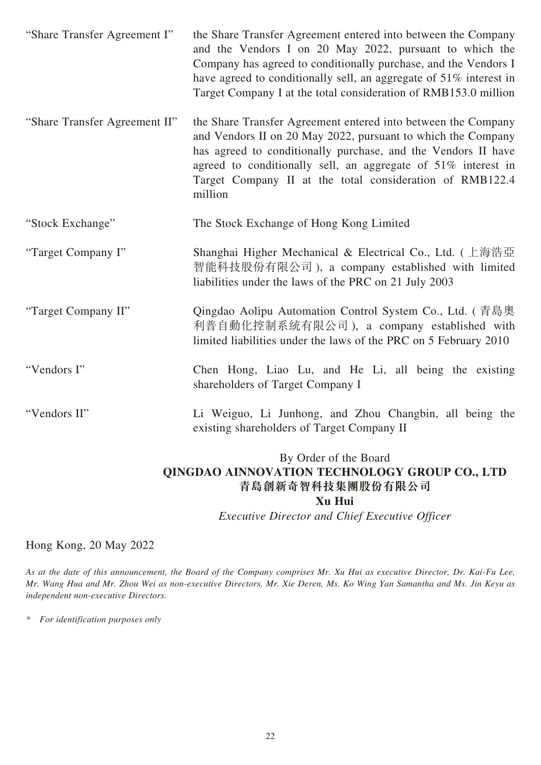| | |
|---|---|
| "Share Transfer Agreement I" | the Share Transfer Agreement entered into between the Company and the Vendors I on 20 May 2022, pursuant to which the Company has agreed to conditionally purchase, and the Vendors I have agreed to conditionally sell, an aggregate of 51% interest in Target Company I at the total consideration of RMB153.0 million |
| "Share Transfer Agreement II" | the Share Transfer Agreement entered into between the Company and Vendors II on 20 May 2022, pursuant to which the Company has agreed to conditionally purchase, and the Vendors II have agreed to conditionally sell, an aggregate of 51% interest in Target Company II at the total consideration of RMB122.4 million |
| "Stock Exchange" | The Stock Exchange of Hong Kong Limited |
| "Target Company I" | Shanghai Higher Mechanical & Electrical Co., Ltd. (上海浩亞智能科技股份有限公司), a company established with limited liabilities under the laws of the PRC on 21 July 2003 |
| "Target Company II" | Qingdao Aolipu Automation Control System Co., Ltd. (青島奧利普自動化控制系統有限公司), a company established with limited liabilities under the laws of the PRC on 5 February 2010 |
| "Vendors I" | Chen Hong, Liao Lu, and He Li, all being the existing shareholders of Target Company I |
| "Vendors II" | Li Weiguo, Li Junhong, and Zhou Changbin, all being the existing shareholders of Target Company II |

By Order of the Board
**QINGDAO AINNOVATION TECHNOLOGY GROUP CO., LTD**
**青島創新奇智科技集團股份有限公司**
**Xu Hui**
*Executive Director and Chief Executive Officer*

Hong Kong, 20 May 2022

*As at the date of this announcement, the Board of the Company comprises Mr. Xu Hui as executive Director, Dr. Kai-Fu Lee, Mr. Wang Hua and Mr. Zhou Wei as non-executive Directors, Mr. Xie Deren, Ms. Ko Wing Yan Samantha and Ms. Jin Keyu as independent non-executive Directors.*

\* *For identification purposes only*